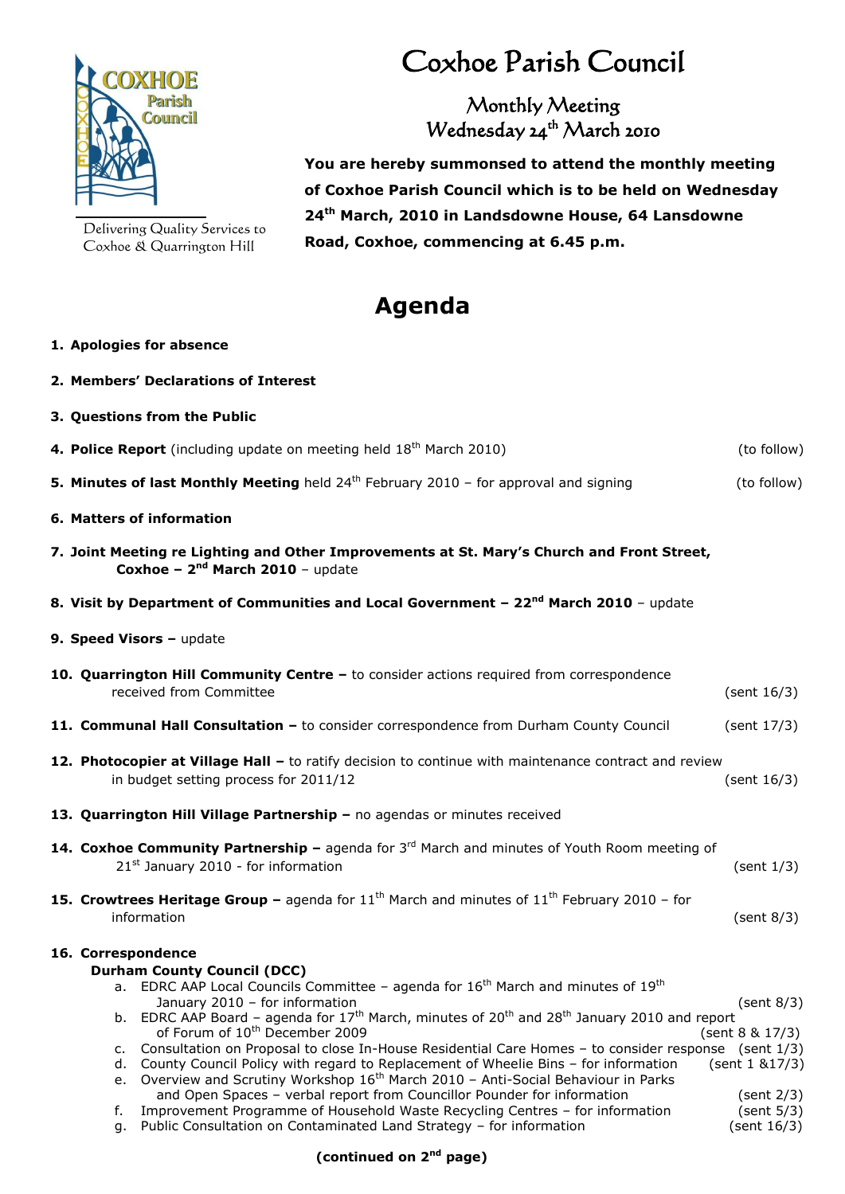COXHOE Parish Council

Delivering Quality Services to Coxhoe & Quarrington Hill

# Coxhoe Parish Council

## Monthly Meeting
## Wednesday 24th March 2010

**You are hereby summonsed to attend the monthly meeting of Coxhoe Parish Council which is to be held on Wednesday 24th March, 2010 in Landsdowne House, 64 Lansdowne Road, Coxhoe, commencing at 6.45 p.m.**

# Agenda

1. **Apologies for absence**

2. **Members' Declarations of Interest**

3. **Questions from the Public**

4. **Police Report** (including update on meeting held 18th March 2010) (to follow)

5. **Minutes of last Monthly Meeting** held 24th February 2010 – for approval and signing (to follow)

6. **Matters of information**

7. **Joint Meeting re Lighting and Other Improvements at St. Mary's Church and Front Street, Coxhoe – 2nd March 2010** – update

8. **Visit by Department of Communities and Local Government – 22nd March 2010** – update

9. **Speed Visors –** update

10. **Quarrington Hill Community Centre –** to consider actions required from correspondence received from Committee (sent 16/3)

11. **Communal Hall Consultation –** to consider correspondence from Durham County Council (sent 17/3)

12. **Photocopier at Village Hall –** to ratify decision to continue with maintenance contract and review in budget setting process for 2011/12 (sent 16/3)

13. **Quarrington Hill Village Partnership –** no agendas or minutes received

14. **Coxhoe Community Partnership –** agenda for 3rd March and minutes of Youth Room meeting of 21st January 2010 - for information (sent 1/3)

15. **Crowtrees Heritage Group –** agenda for 11th March and minutes of 11th February 2010 – for information (sent 8/3)

16. **Correspondence**

    **Durham County Council (DCC)**

    a. EDRC AAP Local Councils Committee – agenda for 16th March and minutes of 19th January 2010 – for information (sent 8/3)
    b. EDRC AAP Board – agenda for 17th March, minutes of 20th and 28th January 2010 and report of Forum of 10th December 2009 (sent 8 & 17/3)
    c. Consultation on Proposal to close In-House Residential Care Homes – to consider response (sent 1/3)
    d. County Council Policy with regard to Replacement of Wheelie Bins – for information (sent 1 &17/3)
    e. Overview and Scrutiny Workshop 16th March 2010 – Anti-Social Behaviour in Parks and Open Spaces – verbal report from Councillor Pounder for information (sent 2/3)
    f. Improvement Programme of Household Waste Recycling Centres – for information (sent 5/3)
    g. Public Consultation on Contaminated Land Strategy – for information (sent 16/3)

**(continued on 2nd page)**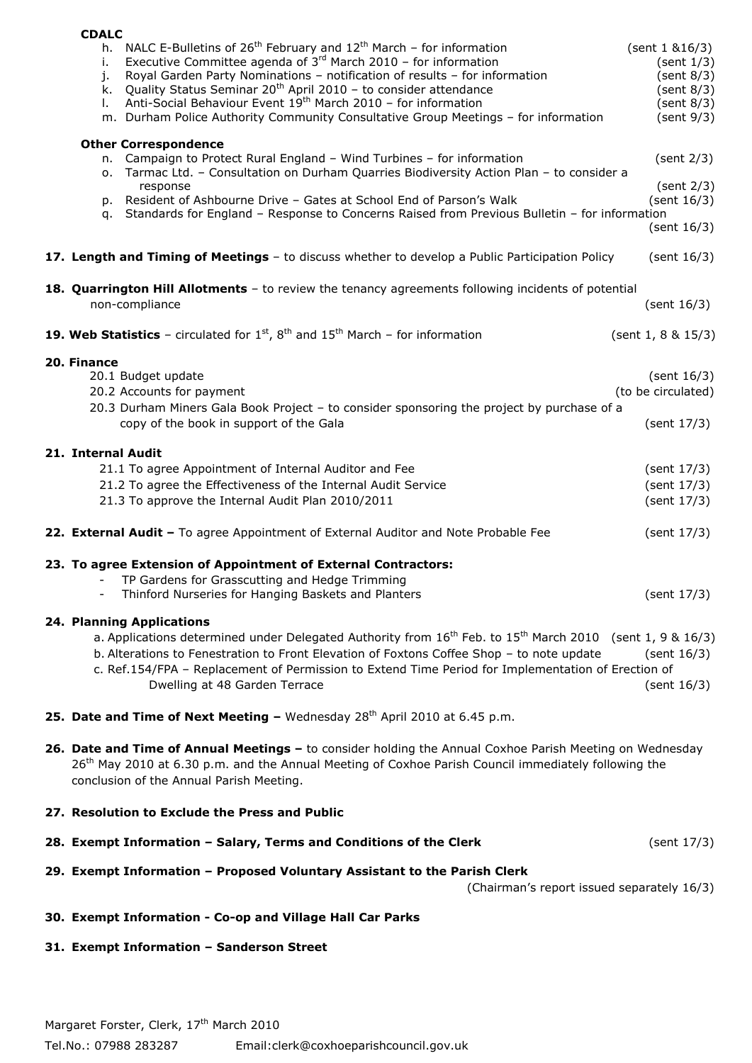**CDALC**

h. NALC E-Bulletins of 26th February and 12th March – for information (sent 1 &16/3)
i. Executive Committee agenda of 3rd March 2010 – for information (sent 1/3)
j. Royal Garden Party Nominations – notification of results – for information (sent 8/3)
k. Quality Status Seminar 20th April 2010 – to consider attendance (sent 8/3)
l. Anti-Social Behaviour Event 19th March 2010 – for information (sent 8/3)
m. Durham Police Authority Community Consultative Group Meetings – for information (sent 9/3)

**Other Correspondence**

n. Campaign to Protect Rural England – Wind Turbines – for information (sent 2/3)
o. Tarmac Ltd. – Consultation on Durham Quarries Biodiversity Action Plan – to consider a response (sent 2/3)
p. Resident of Ashbourne Drive – Gates at School End of Parson's Walk (sent 16/3)
q. Standards for England – Response to Concerns Raised from Previous Bulletin – for information (sent 16/3)

**17. Length and Timing of Meetings** – to discuss whether to develop a Public Participation Policy (sent 16/3)

**18. Quarrington Hill Allotments** – to review the tenancy agreements following incidents of potential non-compliance (sent 16/3)

**19. Web Statistics** – circulated for 1st, 8th and 15th March – for information (sent 1, 8 & 15/3)

**20. Finance**

20.1 Budget update (sent 16/3)
20.2 Accounts for payment (to be circulated)
20.3 Durham Miners Gala Book Project – to consider sponsoring the project by purchase of a copy of the book in support of the Gala (sent 17/3)

**21. Internal Audit**

21.1 To agree Appointment of Internal Auditor and Fee (sent 17/3)
21.2 To agree the Effectiveness of the Internal Audit Service (sent 17/3)
21.3 To approve the Internal Audit Plan 2010/2011 (sent 17/3)

**22. External Audit –** To agree Appointment of External Auditor and Note Probable Fee (sent 17/3)

**23. To agree Extension of Appointment of External Contractors:**

- TP Gardens for Grasscutting and Hedge Trimming
- Thinford Nurseries for Hanging Baskets and Planters (sent 17/3)

**24. Planning Applications**

a. Applications determined under Delegated Authority from 16th Feb. to 15th March 2010 (sent 1, 9 & 16/3)
b. Alterations to Fenestration to Front Elevation of Foxtons Coffee Shop – to note update (sent 16/3)
c. Ref.154/FPA – Replacement of Permission to Extend Time Period for Implementation of Erection of Dwelling at 48 Garden Terrace (sent 16/3)

**25. Date and Time of Next Meeting –** Wednesday 28th April 2010 at 6.45 p.m.

**26. Date and Time of Annual Meetings –** to consider holding the Annual Coxhoe Parish Meeting on Wednesday 26th May 2010 at 6.30 p.m. and the Annual Meeting of Coxhoe Parish Council immediately following the conclusion of the Annual Parish Meeting.

**27. Resolution to Exclude the Press and Public**

**28. Exempt Information – Salary, Terms and Conditions of the Clerk** (sent 17/3)

**29. Exempt Information – Proposed Voluntary Assistant to the Parish Clerk** (Chairman's report issued separately 16/3)

**30. Exempt Information - Co-op and Village Hall Car Parks**

**31. Exempt Information – Sanderson Street**

Margaret Forster, Clerk, 17th March 2010

Tel.No.: 07988 283287 Email:clerk@coxhoeparishcouncil.gov.uk